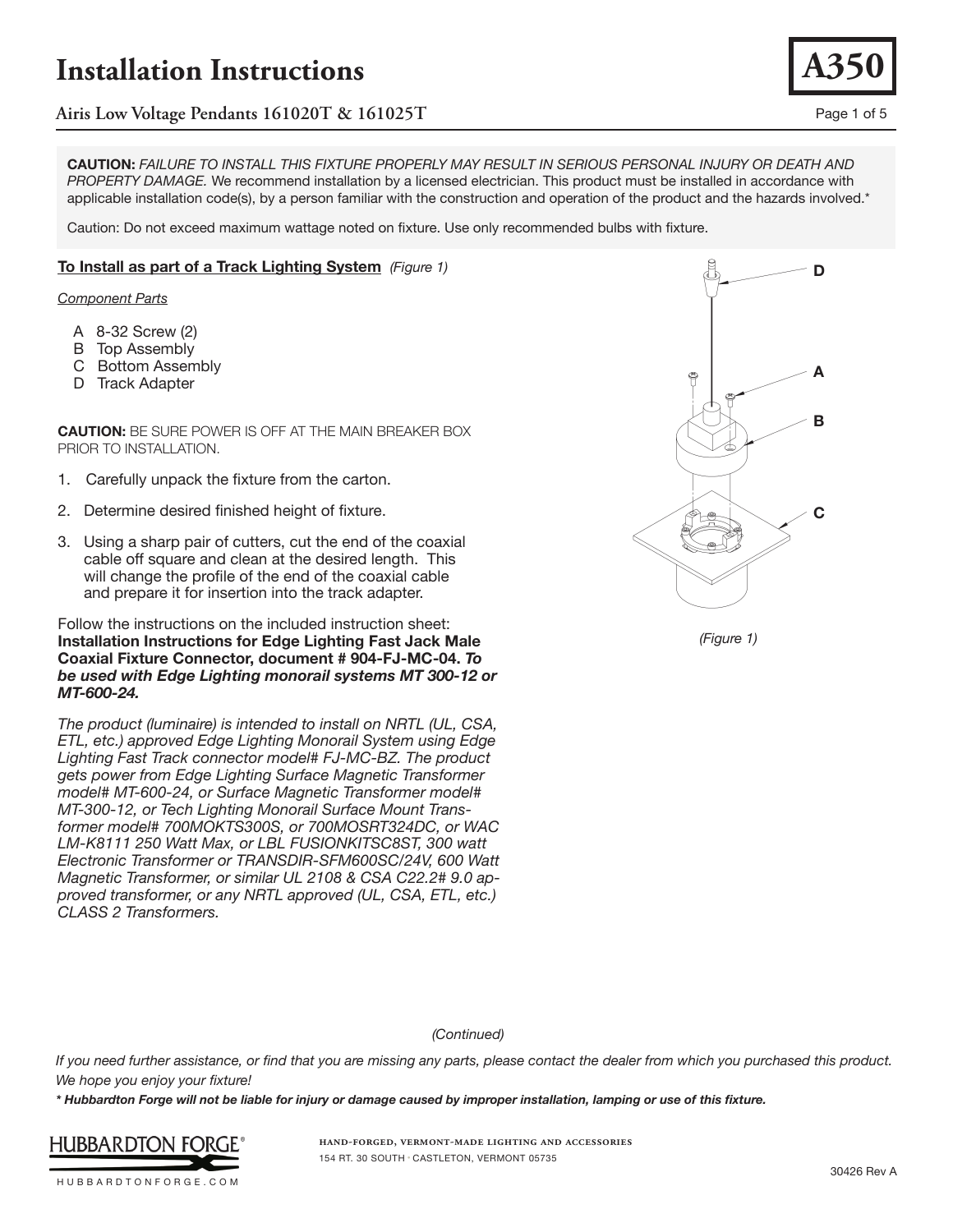# Installation Instructions

## Airis Low Voltage Pendants 161020T & 161025T

**A350**

**CAUTION:** *FAILURE TO INSTALL THIS FIXTURE PROPERLY MAY RESULT IN SERIOUS PERSONAL INJURY OR DEATH AND PROPERTY DAMAGE.* We recommend installation by a licensed electrician. This product must be installed in accordance with applicable installation code(s), by a person familiar with the construction and operation of the product and the hazards involved.*

Caution: Do not exceed maximum wattage noted on fixture. Use only recommended bulbs with fixture.

### To Install as part of a Track Lighting System *(Figure 1)*

*Component Parts*

- A 8-32 Screw (2)
- B Top Assembly
- C Bottom Assembly
- D Track Adapter

**CAUTION:** BE SURE POWER IS OFF AT THE MAIN BREAKER BOX PRIOR TO INSTALLATION.

1. Carefully unpack the fixture from the carton.
2. Determine desired finished height of fixture.
3. Using a sharp pair of cutters, cut the end of the coaxial cable off square and clean at the desired length. This will change the profile of the end of the coaxial cable and prepare it for insertion into the track adapter.

Follow the instructions on the included instruction sheet: **Installation Instructions for Edge Lighting Fast Jack Male Coaxial Fixture Connector, document # 904-FJ-MC-04. *To be used with Edge Lighting monorail systems MT 300-12 or MT-600-24.***

*The product (luminaire) is intended to install on NRTL (UL, CSA, ETL, etc.) approved Edge Lighting Monorail System using Edge Lighting Fast Track connector model# FJ-MC-BZ. The product gets power from Edge Lighting Surface Magnetic Transformer model# MT-600-24, or Surface Magnetic Transformer model# MT-300-12, or Tech Lighting Monorail Surface Mount Transformer model# 700MOKTS300S, or 700MOSRT324DC, or WAC LM-K8111 250 Watt Max, or LBL FUSIONKITSC8ST, 300 watt Electronic Transformer or TRANSDIR-SFM600SC/24V, 600 Watt Magnetic Transformer, or similar UL 2108 & CSA C22.2# 9.0 approved transformer, or any NRTL approved (UL, CSA, ETL, etc.) CLASS 2 Transformers.*

D
A
B
C

*(Figure 1)*

*(Continued)*

*If you need further assistance, or find that you are missing any parts, please contact the dealer from which you purchased this product. We hope you enjoy your fixture!*

***\* Hubbardton Forge will not be liable for injury or damage caused by improper installation, lamping or use of this fixture.***

HUBBARDTON FORGE®
HUBBARDTONFORGE.COM

HAND-FORGED, VERMONT-MADE LIGHTING AND ACCESSORIES
154 RT. 30 SOUTH · CASTLETON, VERMONT 05735

30426 Rev A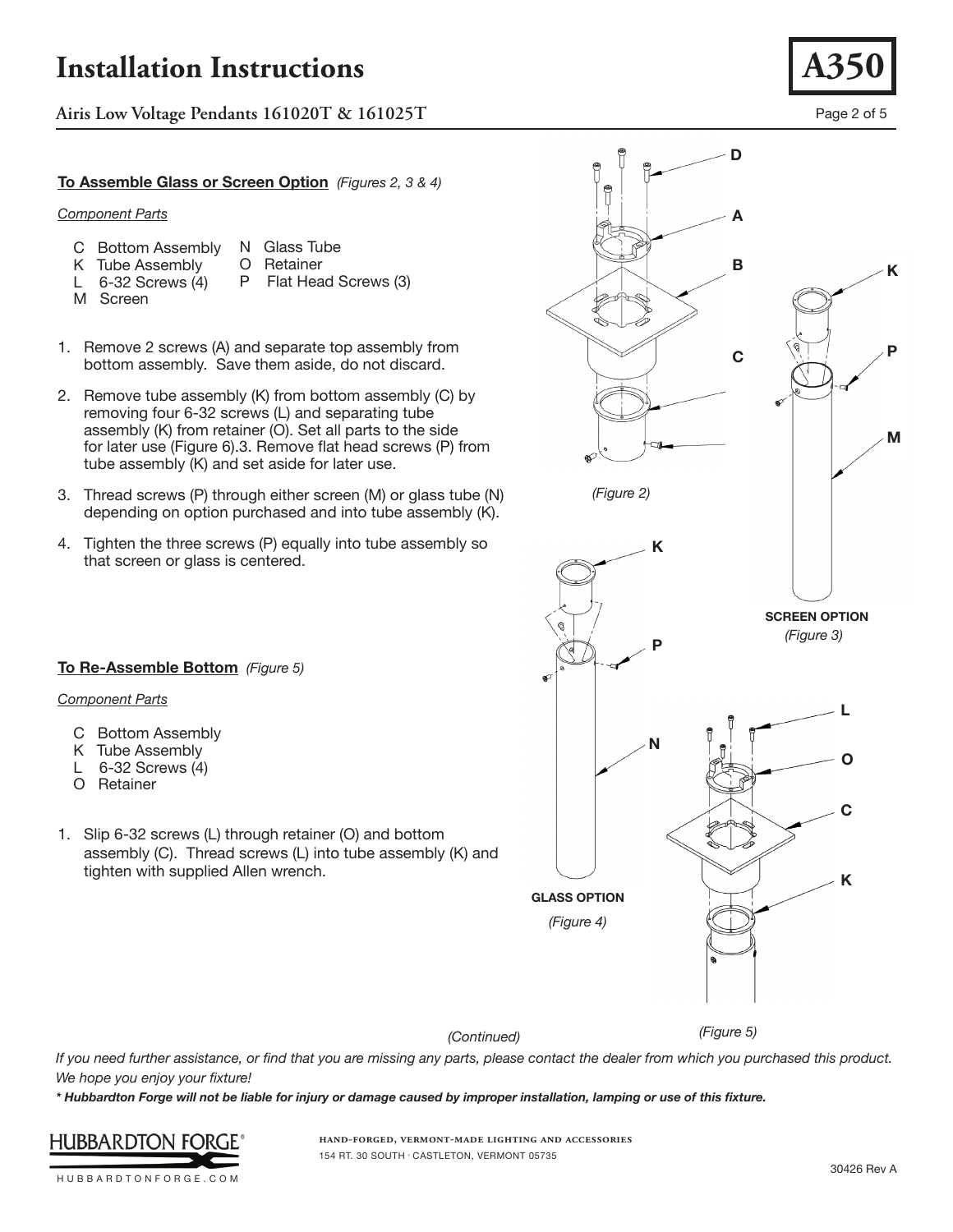# Installation Instructions

**A350**

**Airis Low Voltage Pendants 161020T & 161025T**

### To Assemble Glass or Screen Option *(Figures 2, 3 & 4)*

*Component Parts*

- C Bottom Assembly
- K Tube Assembly
- L 6-32 Screws (4)
- M Screen
- N Glass Tube
- O Retainer
- P Flat Head Screws (3)

1. Remove 2 screws (A) and separate top assembly from bottom assembly. Save them aside, do not discard.
2. Remove tube assembly (K) from bottom assembly (C) by removing four 6-32 screws (L) and separating tube assembly (K) from retainer (O). Set all parts to the side for later use (Figure 6).3. Remove flat head screws (P) from tube assembly (K) and set aside for later use.
3. Thread screws (P) through either screen (M) or glass tube (N) depending on option purchased and into tube assembly (K).
4. Tighten the three screws (P) equally into tube assembly so that screen or glass is centered.

### To Re-Assemble Bottom *(Figure 5)*

*Component Parts*

- C Bottom Assembly
- K Tube Assembly
- L 6-32 Screws (4)
- O Retainer

1. Slip 6-32 screws (L) through retainer (O) and bottom assembly (C). Thread screws (L) into tube assembly (K) and tighten with supplied Allen wrench.

*(Figure 2)*

**SCREEN OPTION**

*(Figure 3)*

**GLASS OPTION**

*(Figure 4)*

*(Figure 5)*

*(Continued)*

*If you need further assistance, or find that you are missing any parts, please contact the dealer from which you purchased this product. We hope you enjoy your fixture!*

***\* Hubbardton Forge will not be liable for injury or damage caused by improper installation, lamping or use of this fixture.***

HUBBARDTON FORGE®

HUBBARDTONFORGE.COM

HAND-FORGED, VERMONT-MADE LIGHTING AND ACCESSORIES
154 RT. 30 SOUTH • CASTLETON, VERMONT 05735

30426 Rev A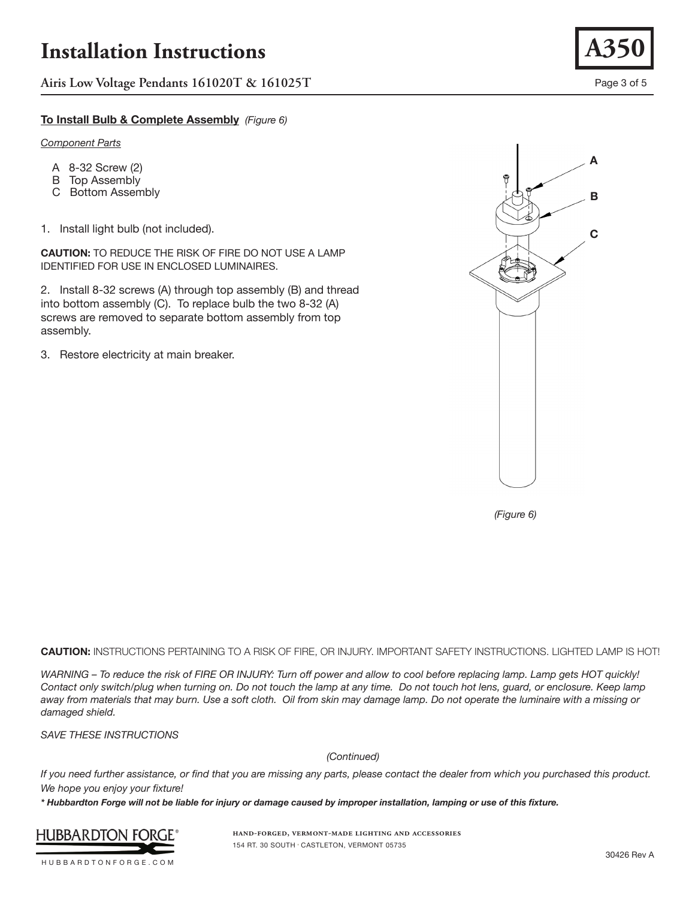# Installation Instructions

**Airis Low Voltage Pendants 161020T & 161025T**

**A350**

### To Install Bulb & Complete Assembly *(Figure 6)*

*Component Parts*

- A 8-32 Screw (2)
- B Top Assembly
- C Bottom Assembly

1. Install light bulb (not included).

**CAUTION:** TO REDUCE THE RISK OF FIRE DO NOT USE A LAMP IDENTIFIED FOR USE IN ENCLOSED LUMINAIRES.

2. Install 8-32 screws (A) through top assembly (B) and thread into bottom assembly (C). To replace bulb the two 8-32 (A) screws are removed to separate bottom assembly from top assembly.

3. Restore electricity at main breaker.

*(Figure 6)*

**CAUTION:** INSTRUCTIONS PERTAINING TO A RISK OF FIRE, OR INJURY. IMPORTANT SAFETY INSTRUCTIONS. LIGHTED LAMP IS HOT!

*WARNING – To reduce the risk of FIRE OR INJURY: Turn off power and allow to cool before replacing lamp. Lamp gets HOT quickly! Contact only switch/plug when turning on. Do not touch the lamp at any time. Do not touch hot lens, guard, or enclosure. Keep lamp away from materials that may burn. Use a soft cloth. Oil from skin may damage lamp. Do not operate the luminaire with a missing or damaged shield.*

*SAVE THESE INSTRUCTIONS*

*(Continued)*

*If you need further assistance, or find that you are missing any parts, please contact the dealer from which you purchased this product. We hope you enjoy your fixture!*

***\* Hubbardton Forge will not be liable for injury or damage caused by improper installation, lamping or use of this fixture.***

HUBBARDTON FORGE®
HUBBARDTONFORGE.COM

HAND-FORGED, VERMONT-MADE LIGHTING AND ACCESSORIES
154 RT. 30 SOUTH · CASTLETON, VERMONT 05735

30426 Rev A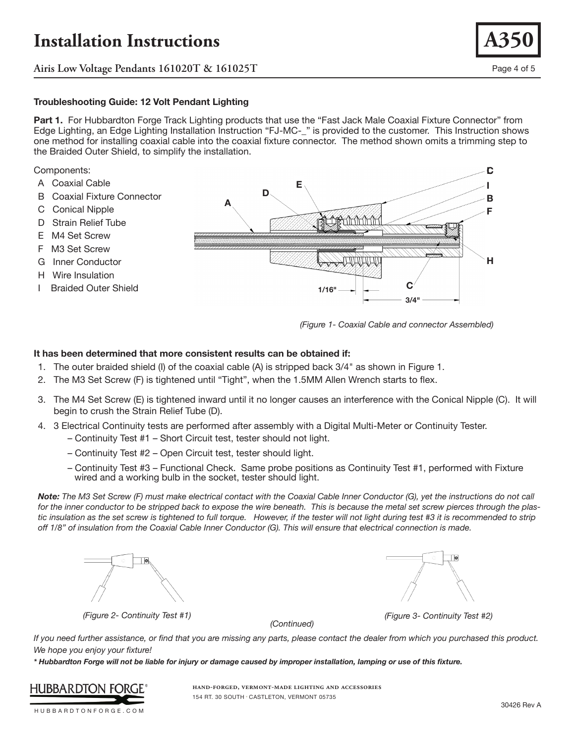# Installation Instructions

**Airis Low Voltage Pendants 161020T & 161025T**

**A350**

### Troubleshooting Guide: 12 Volt Pendant Lighting

**Part 1.** For Hubbardton Forge Track Lighting products that use the "Fast Jack Male Coaxial Fixture Connector" from Edge Lighting, an Edge Lighting Installation Instruction "FJ-MC-_" is provided to the customer. This Instruction shows one method for installing coaxial cable into the coaxial fixture connector. The method shown omits a trimming step to the Braided Outer Shield, to simplify the installation.

Components:

- A Coaxial Cable
- B Coaxial Fixture Connector
- C Conical Nipple
- D Strain Relief Tube
- E M4 Set Screw
- F M3 Set Screw
- G Inner Conductor
- H Wire Insulation
- I Braided Outer Shield

*(Figure 1- Coaxial Cable and connector Assembled)*

**It has been determined that more consistent results can be obtained if:**

1. The outer braided shield (I) of the coaxial cable (A) is stripped back 3/4" as shown in Figure 1.
2. The M3 Set Screw (F) is tightened until "Tight", when the 1.5MM Allen Wrench starts to flex.
3. The M4 Set Screw (E) is tightened inward until it no longer causes an interference with the Conical Nipple (C). It will begin to crush the Strain Relief Tube (D).
4. 3 Electrical Continuity tests are performed after assembly with a Digital Multi-Meter or Continuity Tester.
   - Continuity Test #1 – Short Circuit test, tester should not light.
   - Continuity Test #2 – Open Circuit test, tester should light.
   - Continuity Test #3 – Functional Check. Same probe positions as Continuity Test #1, performed with Fixture wired and a working bulb in the socket, tester should light.

***Note:*** *The M3 Set Screw (F) must make electrical contact with the Coaxial Cable Inner Conductor (G), yet the instructions do not call for the inner conductor to be stripped back to expose the wire beneath. This is because the metal set screw pierces through the plastic insulation as the set screw is tightened to full torque. However, if the tester will not light during test #3 it is recommended to strip off 1/8" of insulation from the Coaxial Cable Inner Conductor (G). This will ensure that electrical connection is made.*

*(Figure 2- Continuity Test #1)*

*(Figure 3- Continuity Test #2)*

*(Continued)*

*If you need further assistance, or find that you are missing any parts, please contact the dealer from which you purchased this product. We hope you enjoy your fixture!*

***\* Hubbardton Forge will not be liable for injury or damage caused by improper installation, lamping or use of this fixture.***

HUBBARDTON FORGE®
HUBBARDTONFORGE.COM

HAND-FORGED, VERMONT-MADE LIGHTING AND ACCESSORIES
154 RT. 30 SOUTH • CASTLETON, VERMONT 05735

30426 Rev A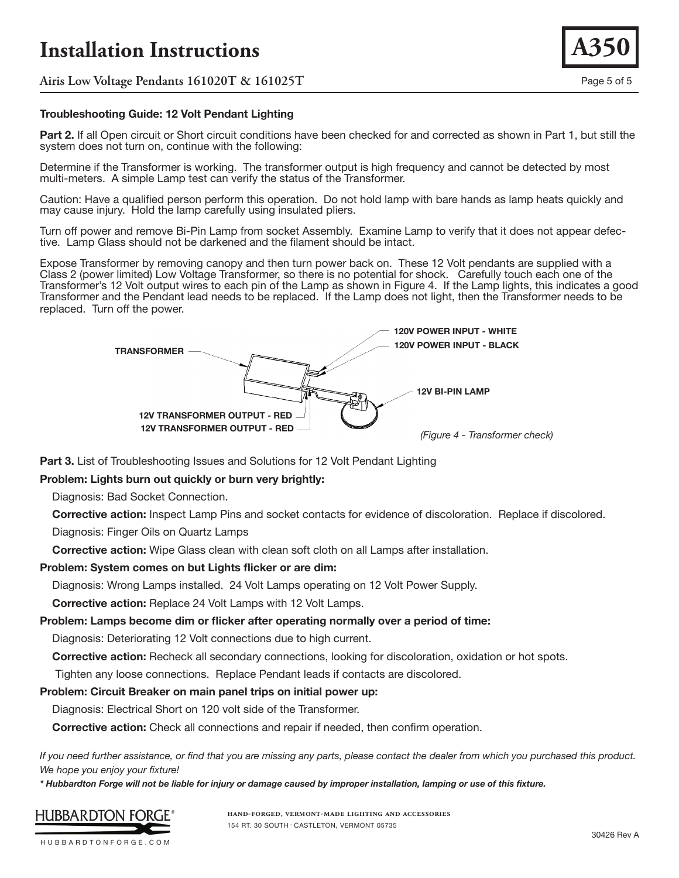**Troubleshooting Guide: 12 Volt Pendant Lighting**

**Part 2.** If all Open circuit or Short circuit conditions have been checked for and corrected as shown in Part 1, but still the system does not turn on, continue with the following:

Determine if the Transformer is working. The transformer output is high frequency and cannot be detected by most multi-meters. A simple Lamp test can verify the status of the Transformer.

Caution: Have a qualified person perform this operation. Do not hold lamp with bare hands as lamp heats quickly and may cause injury. Hold the lamp carefully using insulated pliers.

Turn off power and remove Bi-Pin Lamp from socket Assembly. Examine Lamp to verify that it does not appear defective. Lamp Glass should not be darkened and the filament should be intact.

Expose Transformer by removing canopy and then turn power back on. These 12 Volt pendants are supplied with a Class 2 (power limited) Low Voltage Transformer, so there is no potential for shock. Carefully touch each one of the Transformer's 12 Volt output wires to each pin of the Lamp as shown in Figure 4. If the Lamp lights, this indicates a good Transformer and the Pendant lead needs to be replaced. If the Lamp does not light, then the Transformer needs to be replaced. Turn off the power.

TRANSFORMER

120V POWER INPUT - WHITE

120V POWER INPUT - BLACK

12V BI-PIN LAMP

12V TRANSFORMER OUTPUT - RED

12V TRANSFORMER OUTPUT - RED

*(Figure 4 - Transformer check)*

**Part 3.** List of Troubleshooting Issues and Solutions for 12 Volt Pendant Lighting

**Problem: Lights burn out quickly or burn very brightly:**

Diagnosis: Bad Socket Connection.

**Corrective action:** Inspect Lamp Pins and socket contacts for evidence of discoloration. Replace if discolored.

Diagnosis: Finger Oils on Quartz Lamps

**Corrective action:** Wipe Glass clean with clean soft cloth on all Lamps after installation.

**Problem: System comes on but Lights flicker or are dim:**

Diagnosis: Wrong Lamps installed. 24 Volt Lamps operating on 12 Volt Power Supply.

**Corrective action:** Replace 24 Volt Lamps with 12 Volt Lamps.

**Problem: Lamps become dim or flicker after operating normally over a period of time:**

Diagnosis: Deteriorating 12 Volt connections due to high current.

**Corrective action:** Recheck all secondary connections, looking for discoloration, oxidation or hot spots.

Tighten any loose connections. Replace Pendant leads if contacts are discolored.

**Problem: Circuit Breaker on main panel trips on initial power up:**

Diagnosis: Electrical Short on 120 volt side of the Transformer.

**Corrective action:** Check all connections and repair if needed, then confirm operation.

*If you need further assistance, or find that you are missing any parts, please contact the dealer from which you purchased this product. We hope you enjoy your fixture!*

***\* Hubbardton Forge will not be liable for injury or damage caused by improper installation, lamping or use of this fixture.***

HUBBARDTON FORGE®

HUBBARDTONFORGE.COM

HAND-FORGED, VERMONT-MADE LIGHTING AND ACCESSORIES

154 RT. 30 SOUTH · CASTLETON, VERMONT 05735

30426 Rev A